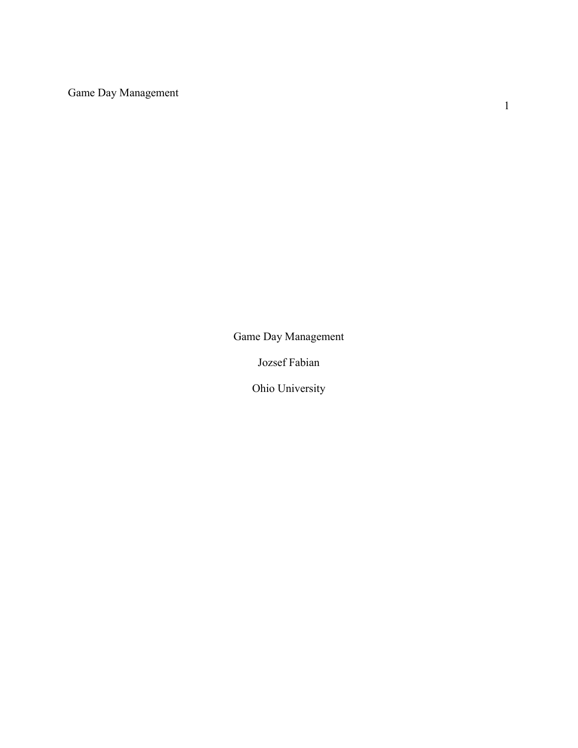# Game Day Management

Jozsef Fabian

Ohio University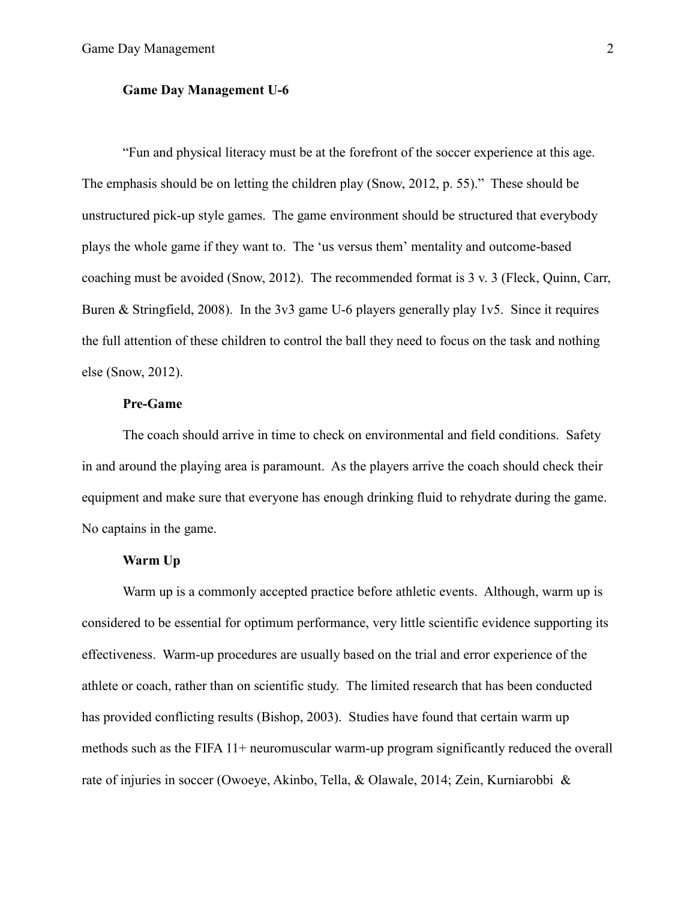**Game Day Management U-6**

"Fun and physical literacy must be at the forefront of the soccer experience at this age. The emphasis should be on letting the children play (Snow, 2012, p. 55)." These should be unstructured pick-up style games. The game environment should be structured that everybody plays the whole game if they want to. The 'us versus them' mentality and outcome-based coaching must be avoided (Snow, 2012). The recommended format is 3 v. 3 (Fleck, Quinn, Carr, Buren & Stringfield, 2008). In the 3v3 game U-6 players generally play 1v5. Since it requires the full attention of these children to control the ball they need to focus on the task and nothing else (Snow, 2012).

**Pre-Game**

The coach should arrive in time to check on environmental and field conditions. Safety in and around the playing area is paramount. As the players arrive the coach should check their equipment and make sure that everyone has enough drinking fluid to rehydrate during the game. No captains in the game.

**Warm Up**

Warm up is a commonly accepted practice before athletic events. Although, warm up is considered to be essential for optimum performance, very little scientific evidence supporting its effectiveness. Warm-up procedures are usually based on the trial and error experience of the athlete or coach, rather than on scientific study. The limited research that has been conducted has provided conflicting results (Bishop, 2003). Studies have found that certain warm up methods such as the FIFA 11+ neuromuscular warm-up program significantly reduced the overall rate of injuries in soccer (Owoeye, Akinbo, Tella, & Olawale, 2014; Zein, Kurniarobbi &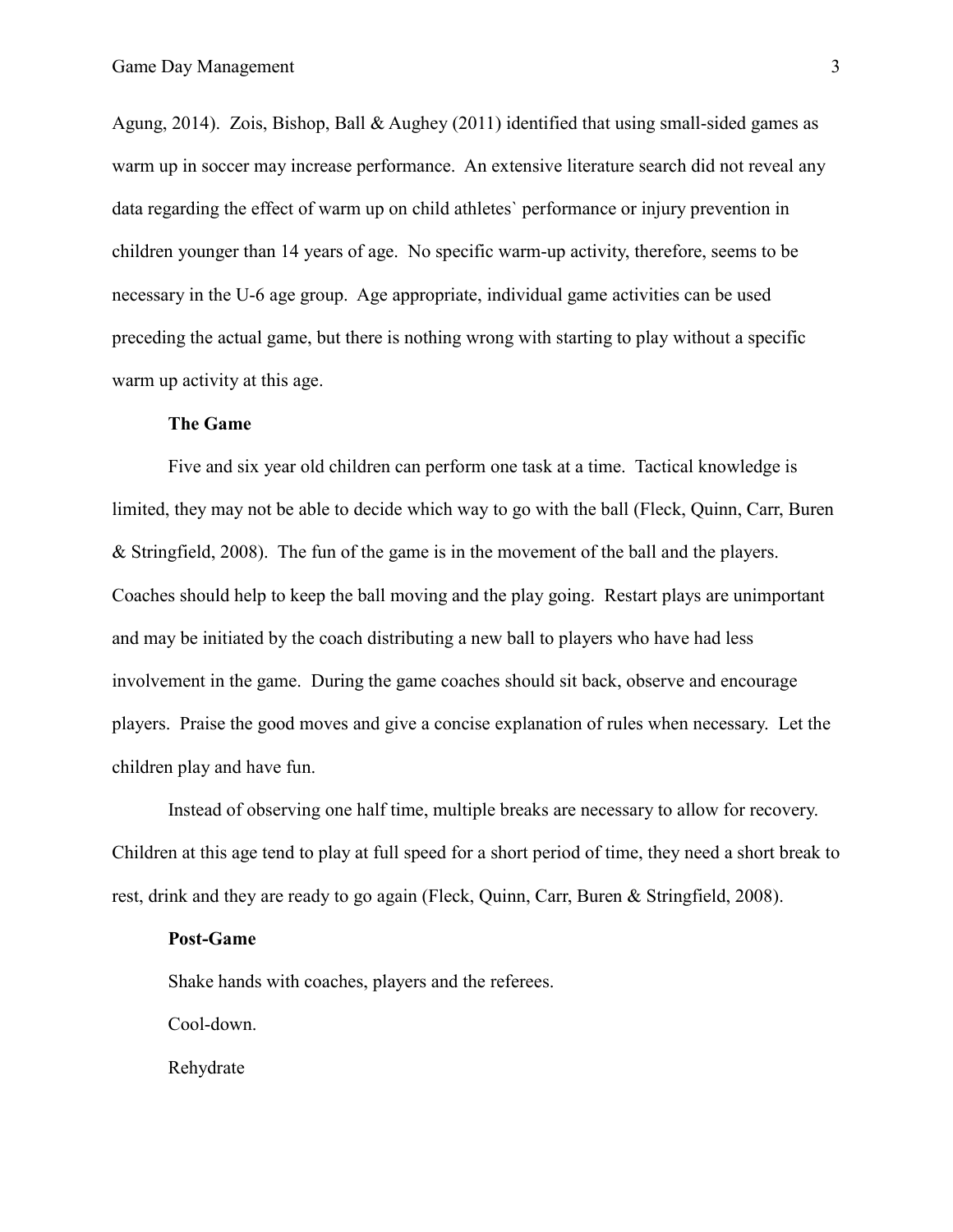Agung, 2014). Zois, Bishop, Ball & Aughey (2011) identified that using small-sided games as warm up in soccer may increase performance. An extensive literature search did not reveal any data regarding the effect of warm up on child athletes` performance or injury prevention in children younger than 14 years of age. No specific warm-up activity, therefore, seems to be necessary in the U-6 age group. Age appropriate, individual game activities can be used preceding the actual game, but there is nothing wrong with starting to play without a specific warm up activity at this age.

**The Game**

Five and six year old children can perform one task at a time. Tactical knowledge is limited, they may not be able to decide which way to go with the ball (Fleck, Quinn, Carr, Buren & Stringfield, 2008). The fun of the game is in the movement of the ball and the players. Coaches should help to keep the ball moving and the play going. Restart plays are unimportant and may be initiated by the coach distributing a new ball to players who have had less involvement in the game. During the game coaches should sit back, observe and encourage players. Praise the good moves and give a concise explanation of rules when necessary. Let the children play and have fun.

Instead of observing one half time, multiple breaks are necessary to allow for recovery. Children at this age tend to play at full speed for a short period of time, they need a short break to rest, drink and they are ready to go again (Fleck, Quinn, Carr, Buren & Stringfield, 2008).

**Post-Game**

Shake hands with coaches, players and the referees.

Cool-down.

Rehydrate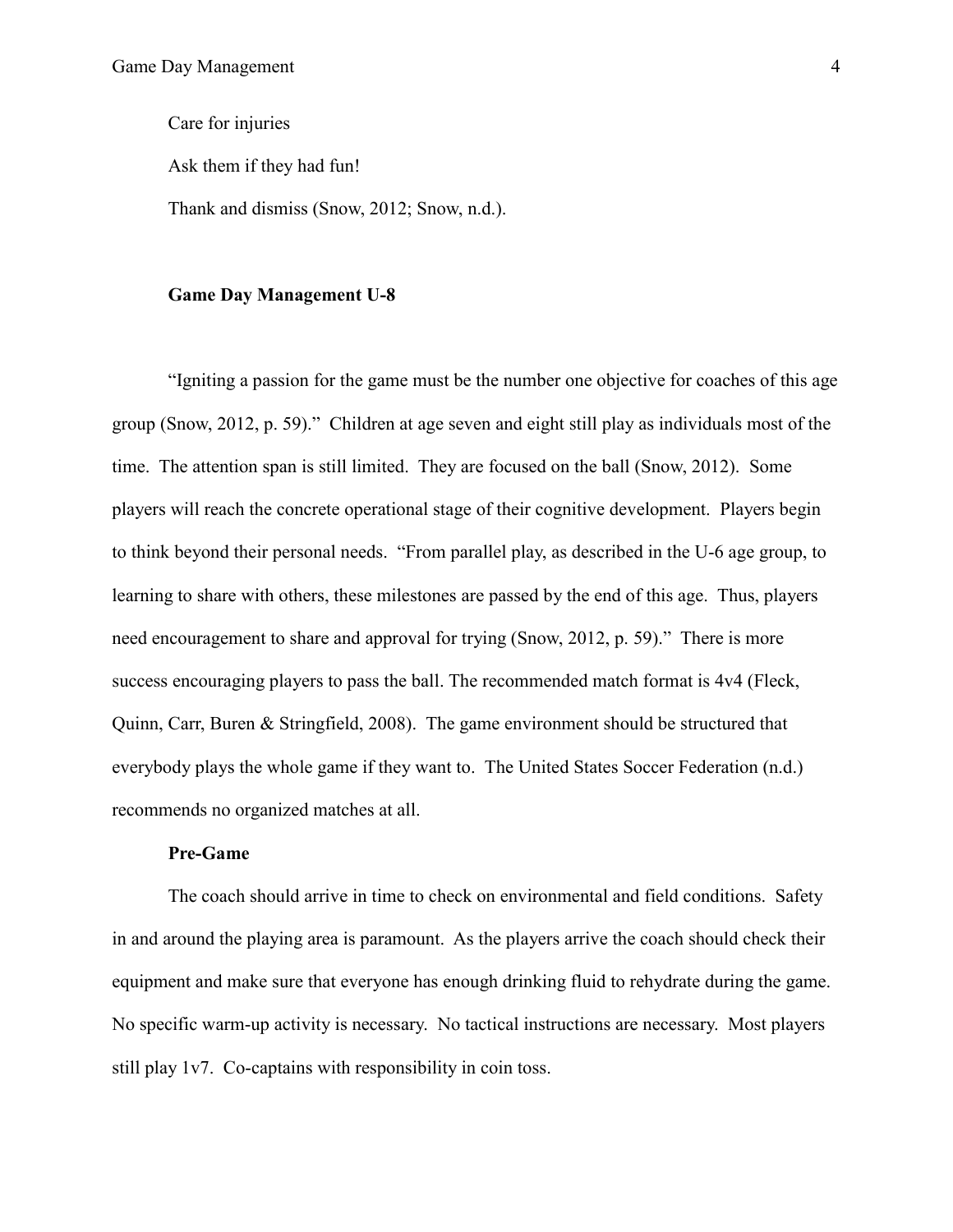Care for injuries

Ask them if they had fun!

Thank and dismiss (Snow, 2012; Snow, n.d.).

**Game Day Management U-8**

"Igniting a passion for the game must be the number one objective for coaches of this age group (Snow, 2012, p. 59)." Children at age seven and eight still play as individuals most of the time. The attention span is still limited. They are focused on the ball (Snow, 2012). Some players will reach the concrete operational stage of their cognitive development. Players begin to think beyond their personal needs. "From parallel play, as described in the U-6 age group, to learning to share with others, these milestones are passed by the end of this age. Thus, players need encouragement to share and approval for trying (Snow, 2012, p. 59)." There is more success encouraging players to pass the ball. The recommended match format is 4v4 (Fleck, Quinn, Carr, Buren & Stringfield, 2008). The game environment should be structured that everybody plays the whole game if they want to. The United States Soccer Federation (n.d.) recommends no organized matches at all.

**Pre-Game**

The coach should arrive in time to check on environmental and field conditions. Safety in and around the playing area is paramount. As the players arrive the coach should check their equipment and make sure that everyone has enough drinking fluid to rehydrate during the game. No specific warm-up activity is necessary. No tactical instructions are necessary. Most players still play 1v7. Co-captains with responsibility in coin toss.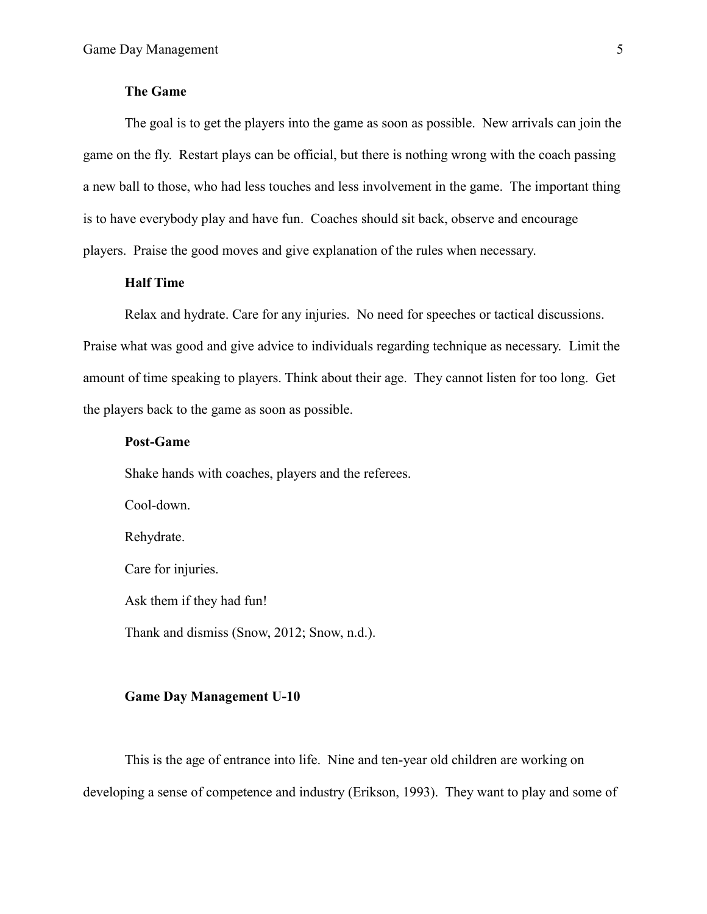### The Game

The goal is to get the players into the game as soon as possible. New arrivals can join the game on the fly. Restart plays can be official, but there is nothing wrong with the coach passing a new ball to those, who had less touches and less involvement in the game. The important thing is to have everybody play and have fun. Coaches should sit back, observe and encourage players. Praise the good moves and give explanation of the rules when necessary.

### Half Time

Relax and hydrate. Care for any injuries. No need for speeches or tactical discussions. Praise what was good and give advice to individuals regarding technique as necessary. Limit the amount of time speaking to players. Think about their age. They cannot listen for too long. Get the players back to the game as soon as possible.

### Post-Game

Shake hands with coaches, players and the referees.

Cool-down.

Rehydrate.

Care for injuries.

Ask them if they had fun!

Thank and dismiss (Snow, 2012; Snow, n.d.).

## Game Day Management U-10

This is the age of entrance into life. Nine and ten-year old children are working on developing a sense of competence and industry (Erikson, 1993). They want to play and some of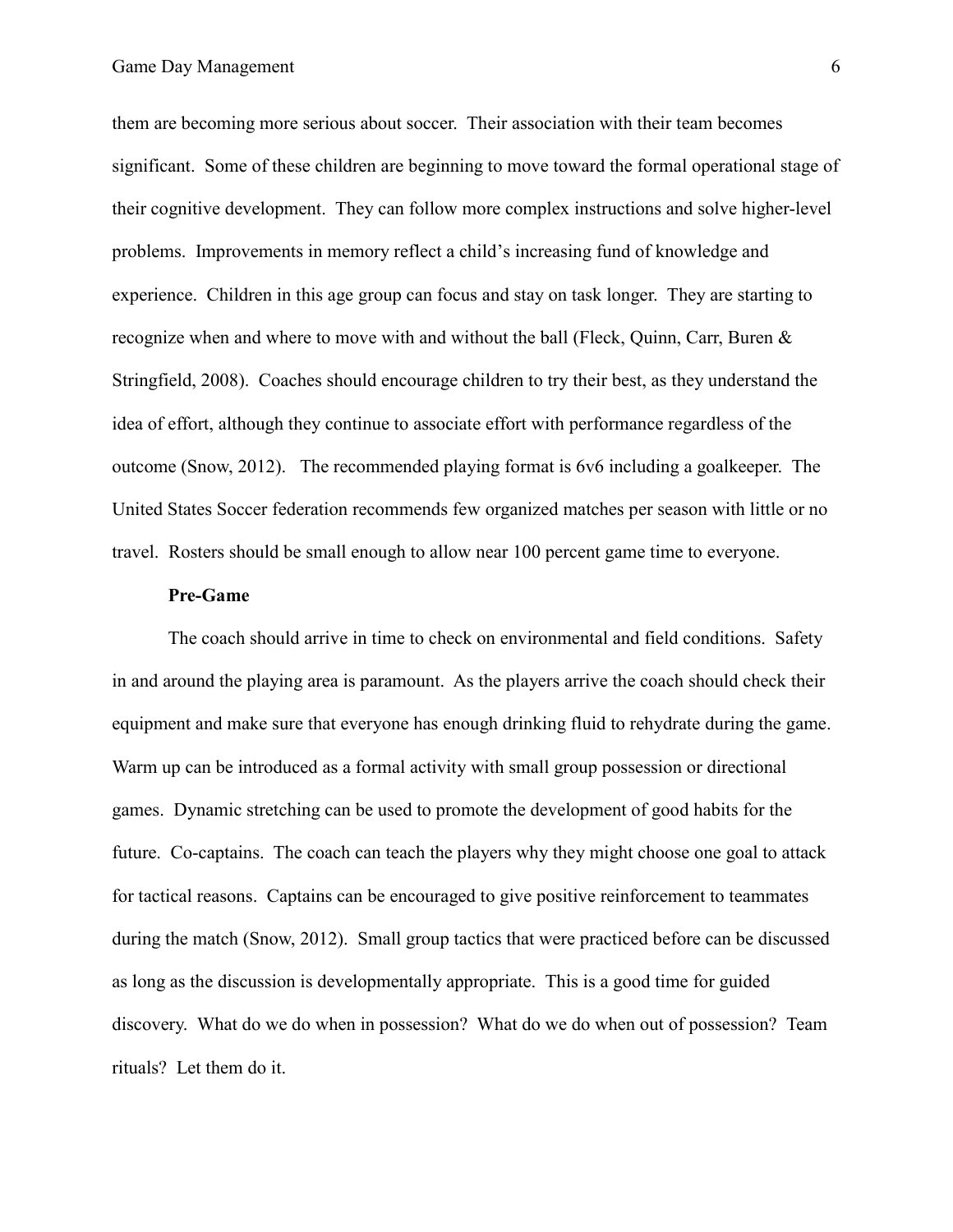them are becoming more serious about soccer. Their association with their team becomes significant. Some of these children are beginning to move toward the formal operational stage of their cognitive development. They can follow more complex instructions and solve higher-level problems. Improvements in memory reflect a child's increasing fund of knowledge and experience. Children in this age group can focus and stay on task longer. They are starting to recognize when and where to move with and without the ball (Fleck, Quinn, Carr, Buren & Stringfield, 2008). Coaches should encourage children to try their best, as they understand the idea of effort, although they continue to associate effort with performance regardless of the outcome (Snow, 2012). The recommended playing format is 6v6 including a goalkeeper. The United States Soccer federation recommends few organized matches per season with little or no travel. Rosters should be small enough to allow near 100 percent game time to everyone.

**Pre-Game**

The coach should arrive in time to check on environmental and field conditions. Safety in and around the playing area is paramount. As the players arrive the coach should check their equipment and make sure that everyone has enough drinking fluid to rehydrate during the game. Warm up can be introduced as a formal activity with small group possession or directional games. Dynamic stretching can be used to promote the development of good habits for the future. Co-captains. The coach can teach the players why they might choose one goal to attack for tactical reasons. Captains can be encouraged to give positive reinforcement to teammates during the match (Snow, 2012). Small group tactics that were practiced before can be discussed as long as the discussion is developmentally appropriate. This is a good time for guided discovery. What do we do when in possession? What do we do when out of possession? Team rituals? Let them do it.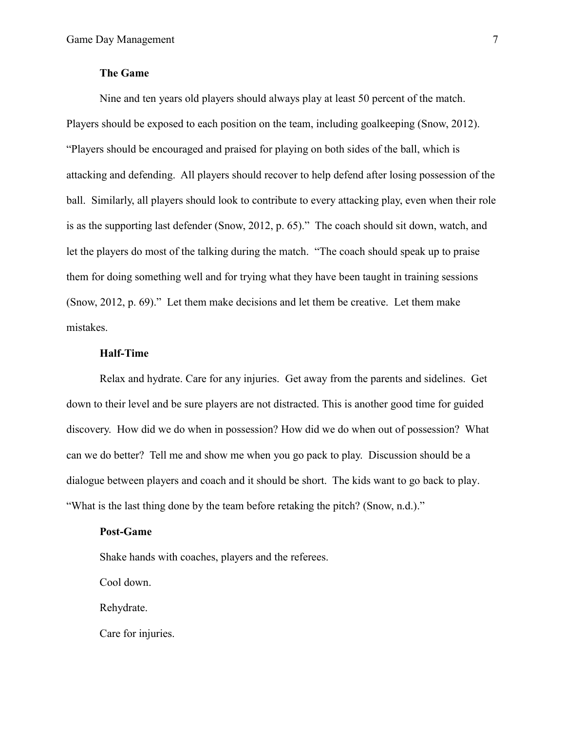### The Game

Nine and ten years old players should always play at least 50 percent of the match. Players should be exposed to each position on the team, including goalkeeping (Snow, 2012). "Players should be encouraged and praised for playing on both sides of the ball, which is attacking and defending. All players should recover to help defend after losing possession of the ball. Similarly, all players should look to contribute to every attacking play, even when their role is as the supporting last defender (Snow, 2012, p. 65)." The coach should sit down, watch, and let the players do most of the talking during the match. "The coach should speak up to praise them for doing something well and for trying what they have been taught in training sessions (Snow, 2012, p. 69)." Let them make decisions and let them be creative. Let them make mistakes.

### Half-Time

Relax and hydrate. Care for any injuries. Get away from the parents and sidelines. Get down to their level and be sure players are not distracted. This is another good time for guided discovery. How did we do when in possession? How did we do when out of possession? What can we do better? Tell me and show me when you go pack to play. Discussion should be a dialogue between players and coach and it should be short. The kids want to go back to play. "What is the last thing done by the team before retaking the pitch? (Snow, n.d.)."

### Post-Game

Shake hands with coaches, players and the referees.

Cool down.

Rehydrate.

Care for injuries.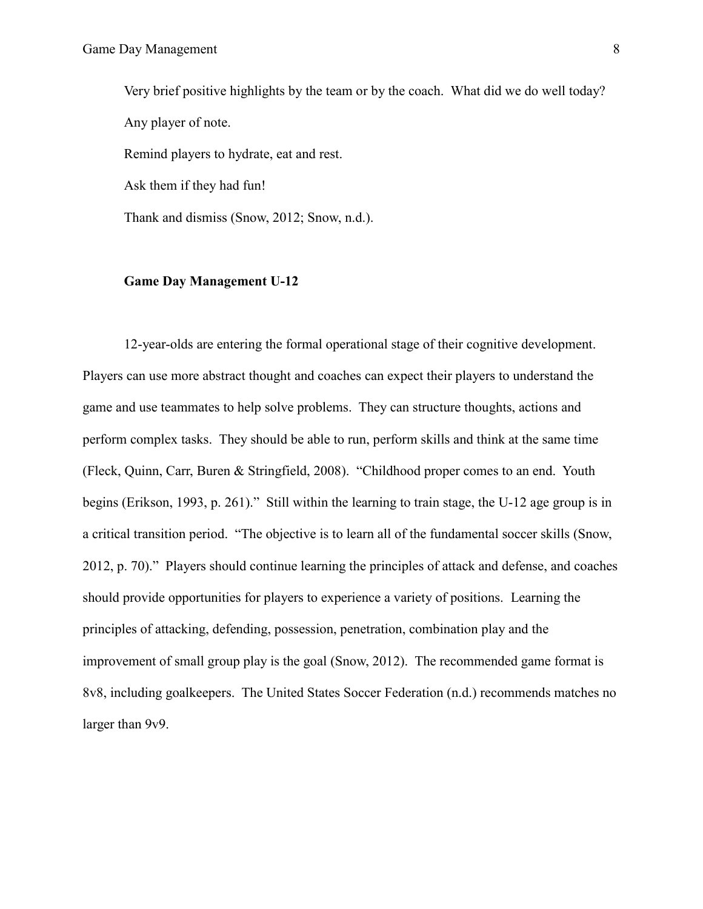Very brief positive highlights by the team or by the coach. What did we do well today?

Any player of note.

Remind players to hydrate, eat and rest.

Ask them if they had fun!

Thank and dismiss (Snow, 2012; Snow, n.d.).

**Game Day Management U-12**

12-year-olds are entering the formal operational stage of their cognitive development. Players can use more abstract thought and coaches can expect their players to understand the game and use teammates to help solve problems. They can structure thoughts, actions and perform complex tasks. They should be able to run, perform skills and think at the same time (Fleck, Quinn, Carr, Buren & Stringfield, 2008). "Childhood proper comes to an end. Youth begins (Erikson, 1993, p. 261)." Still within the learning to train stage, the U-12 age group is in a critical transition period. "The objective is to learn all of the fundamental soccer skills (Snow, 2012, p. 70)." Players should continue learning the principles of attack and defense, and coaches should provide opportunities for players to experience a variety of positions. Learning the principles of attacking, defending, possession, penetration, combination play and the improvement of small group play is the goal (Snow, 2012). The recommended game format is 8v8, including goalkeepers. The United States Soccer Federation (n.d.) recommends matches no larger than 9v9.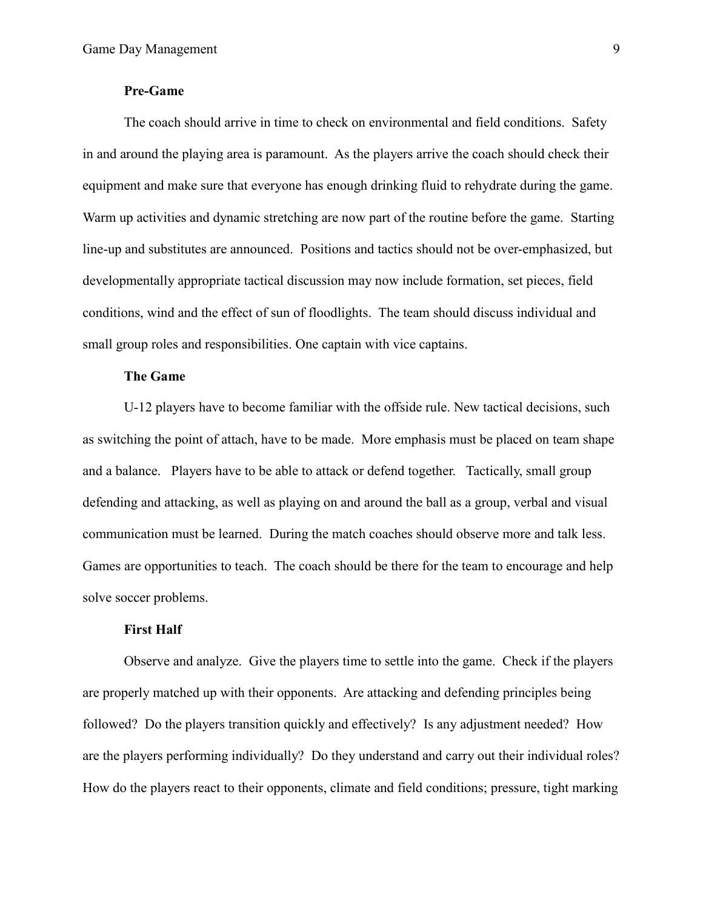### Pre-Game

The coach should arrive in time to check on environmental and field conditions. Safety in and around the playing area is paramount. As the players arrive the coach should check their equipment and make sure that everyone has enough drinking fluid to rehydrate during the game. Warm up activities and dynamic stretching are now part of the routine before the game. Starting line-up and substitutes are announced. Positions and tactics should not be over-emphasized, but developmentally appropriate tactical discussion may now include formation, set pieces, field conditions, wind and the effect of sun of floodlights. The team should discuss individual and small group roles and responsibilities. One captain with vice captains.

### The Game

U-12 players have to become familiar with the offside rule. New tactical decisions, such as switching the point of attach, have to be made. More emphasis must be placed on team shape and a balance. Players have to be able to attack or defend together. Tactically, small group defending and attacking, as well as playing on and around the ball as a group, verbal and visual communication must be learned. During the match coaches should observe more and talk less. Games are opportunities to teach. The coach should be there for the team to encourage and help solve soccer problems.

### First Half

Observe and analyze. Give the players time to settle into the game. Check if the players are properly matched up with their opponents. Are attacking and defending principles being followed? Do the players transition quickly and effectively? Is any adjustment needed? How are the players performing individually? Do they understand and carry out their individual roles? How do the players react to their opponents, climate and field conditions; pressure, tight marking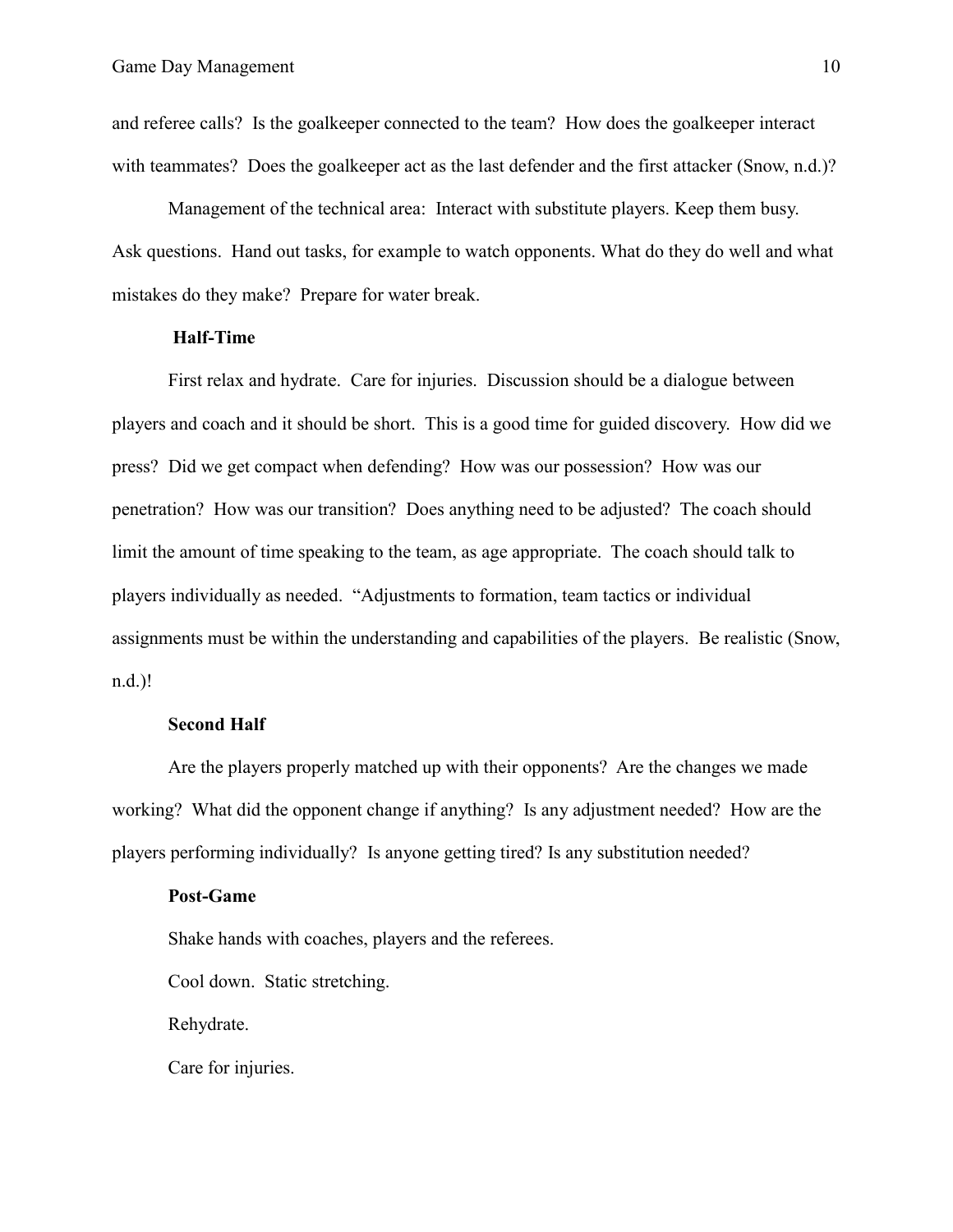and referee calls? Is the goalkeeper connected to the team? How does the goalkeeper interact with teammates? Does the goalkeeper act as the last defender and the first attacker (Snow, n.d.)?

Management of the technical area: Interact with substitute players. Keep them busy. Ask questions. Hand out tasks, for example to watch opponents. What do they do well and what mistakes do they make? Prepare for water break.

**Half-Time**

First relax and hydrate. Care for injuries. Discussion should be a dialogue between players and coach and it should be short. This is a good time for guided discovery. How did we press? Did we get compact when defending? How was our possession? How was our penetration? How was our transition? Does anything need to be adjusted? The coach should limit the amount of time speaking to the team, as age appropriate. The coach should talk to players individually as needed. "Adjustments to formation, team tactics or individual assignments must be within the understanding and capabilities of the players. Be realistic (Snow, n.d.)!

**Second Half**

Are the players properly matched up with their opponents? Are the changes we made working? What did the opponent change if anything? Is any adjustment needed? How are the players performing individually? Is anyone getting tired? Is any substitution needed?

**Post-Game**

Shake hands with coaches, players and the referees.

Cool down. Static stretching.

Rehydrate.

Care for injuries.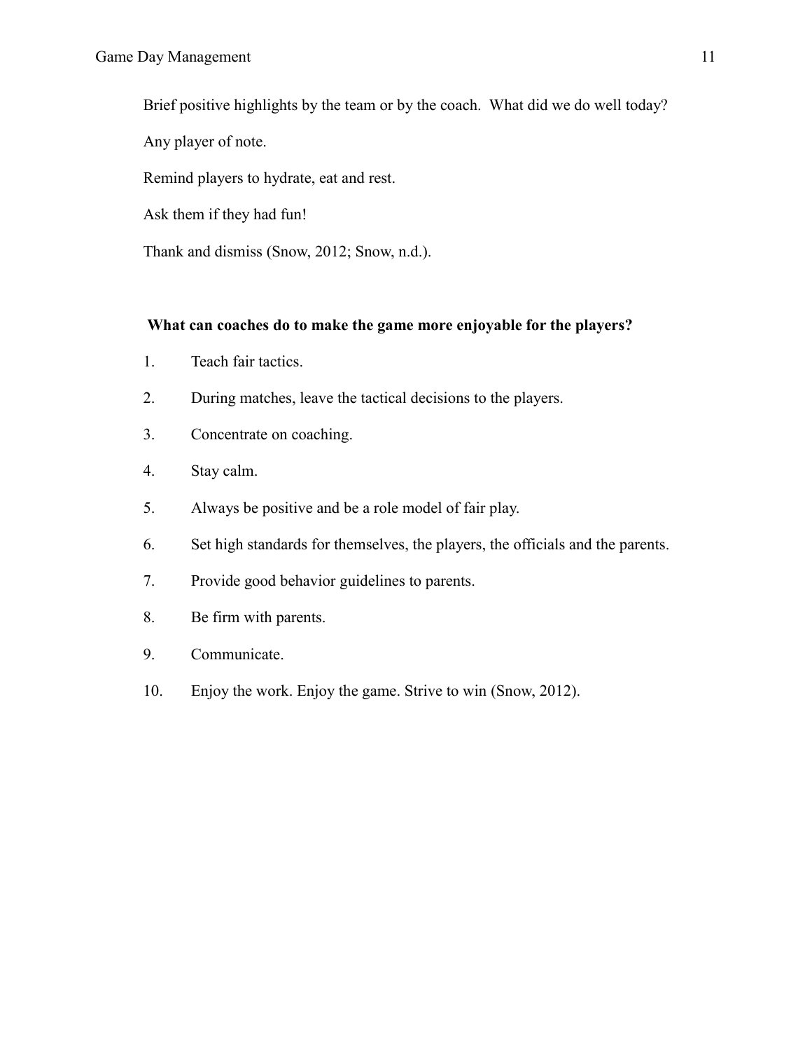Brief positive highlights by the team or by the coach. What did we do well today?

Any player of note.

Remind players to hydrate, eat and rest.

Ask them if they had fun!

Thank and dismiss (Snow, 2012; Snow, n.d.).

**What can coaches do to make the game more enjoyable for the players?**

1. Teach fair tactics.
2. During matches, leave the tactical decisions to the players.
3. Concentrate on coaching.
4. Stay calm.
5. Always be positive and be a role model of fair play.
6. Set high standards for themselves, the players, the officials and the parents.
7. Provide good behavior guidelines to parents.
8. Be firm with parents.
9. Communicate.
10. Enjoy the work. Enjoy the game. Strive to win (Snow, 2012).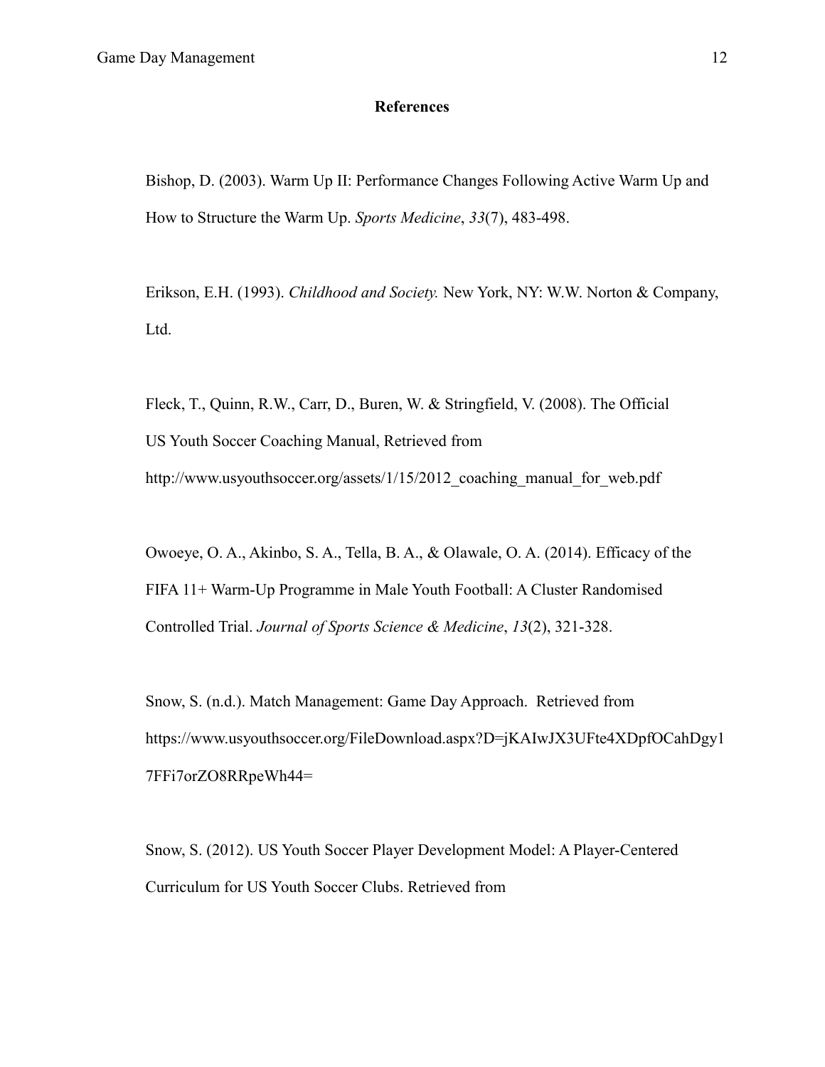**References**

Bishop, D. (2003). Warm Up II: Performance Changes Following Active Warm Up and How to Structure the Warm Up. *Sports Medicine*, *33*(7), 483-498.

Erikson, E.H. (1993). *Childhood and Society.* New York, NY: W.W. Norton & Company, Ltd.

Fleck, T., Quinn, R.W., Carr, D., Buren, W. & Stringfield, V. (2008). The Official US Youth Soccer Coaching Manual, Retrieved from http://www.usyouthsoccer.org/assets/1/15/2012_coaching_manual_for_web.pdf

Owoeye, O. A., Akinbo, S. A., Tella, B. A., & Olawale, O. A. (2014). Efficacy of the FIFA 11+ Warm-Up Programme in Male Youth Football: A Cluster Randomised Controlled Trial. *Journal of Sports Science & Medicine*, *13*(2), 321-328.

Snow, S. (n.d.). Match Management: Game Day Approach. Retrieved from https://www.usyouthsoccer.org/FileDownload.aspx?D=jKAIwJX3UFte4XDpfOCahDgy17FFi7orZO8RRpeWh44=

Snow, S. (2012). US Youth Soccer Player Development Model: A Player-Centered Curriculum for US Youth Soccer Clubs. Retrieved from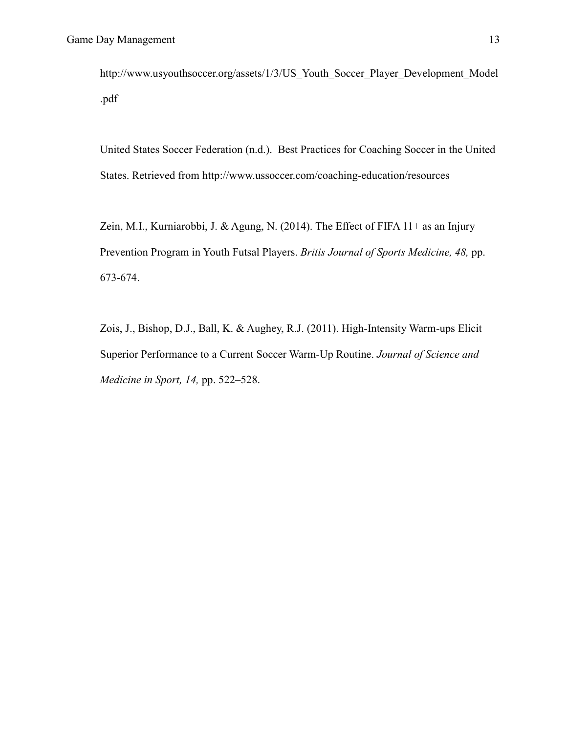http://www.usyouthsoccer.org/assets/1/3/US_Youth_Soccer_Player_Development_Model.pdf

United States Soccer Federation (n.d.). Best Practices for Coaching Soccer in the United States. Retrieved from http://www.ussoccer.com/coaching-education/resources

Zein, M.I., Kurniarobbi, J. & Agung, N. (2014). The Effect of FIFA 11+ as an Injury Prevention Program in Youth Futsal Players. *Britis Journal of Sports Medicine, 48,* pp. 673-674.

Zois, J., Bishop, D.J., Ball, K. & Aughey, R.J. (2011). High-Intensity Warm-ups Elicit Superior Performance to a Current Soccer Warm-Up Routine. *Journal of Science and Medicine in Sport, 14,* pp. 522–528.